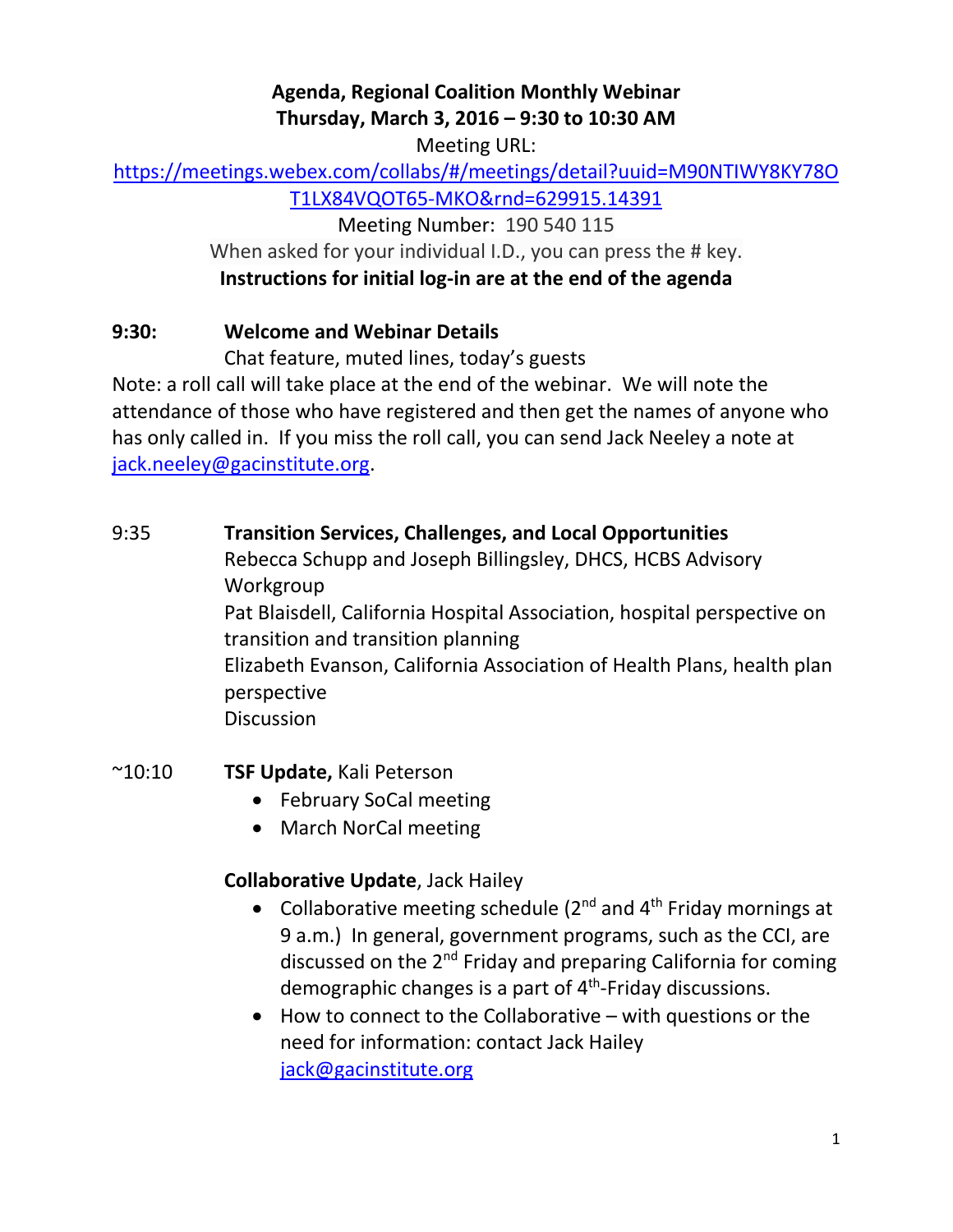**Agenda, Regional Coalition Monthly Webinar**
**Thursday, March 3, 2016 – 9:30 to 10:30 AM**

Meeting URL:
https://meetings.webex.com/collabs/#/meetings/detail?uuid=M90NTIWY8KY78OT1LX84VQOT65-MKO&rnd=629915.14391

Meeting Number: 190 540 115

When asked for your individual I.D., you can press the # key.

**Instructions for initial log-in are at the end of the agenda**

**9:30:** **Welcome and Webinar Details**

Chat feature, muted lines, today's guests

Note: a roll call will take place at the end of the webinar. We will note the attendance of those who have registered and then get the names of anyone who has only called in. If you miss the roll call, you can send Jack Neeley a note at jack.neeley@gacinstitute.org.

9:35 **Transition Services, Challenges, and Local Opportunities**

Rebecca Schupp and Joseph Billingsley, DHCS, HCBS Advisory Workgroup

Pat Blaisdell, California Hospital Association, hospital perspective on transition and transition planning

Elizabeth Evanson, California Association of Health Plans, health plan perspective

Discussion

~10:10 **TSF Update,** Kali Peterson

- February SoCal meeting
- March NorCal meeting

**Collaborative Update**, Jack Hailey

- Collaborative meeting schedule (2nd and 4th Friday mornings at 9 a.m.) In general, government programs, such as the CCI, are discussed on the 2nd Friday and preparing California for coming demographic changes is a part of 4th-Friday discussions.
- How to connect to the Collaborative – with questions or the need for information: contact Jack Hailey jack@gacinstitute.org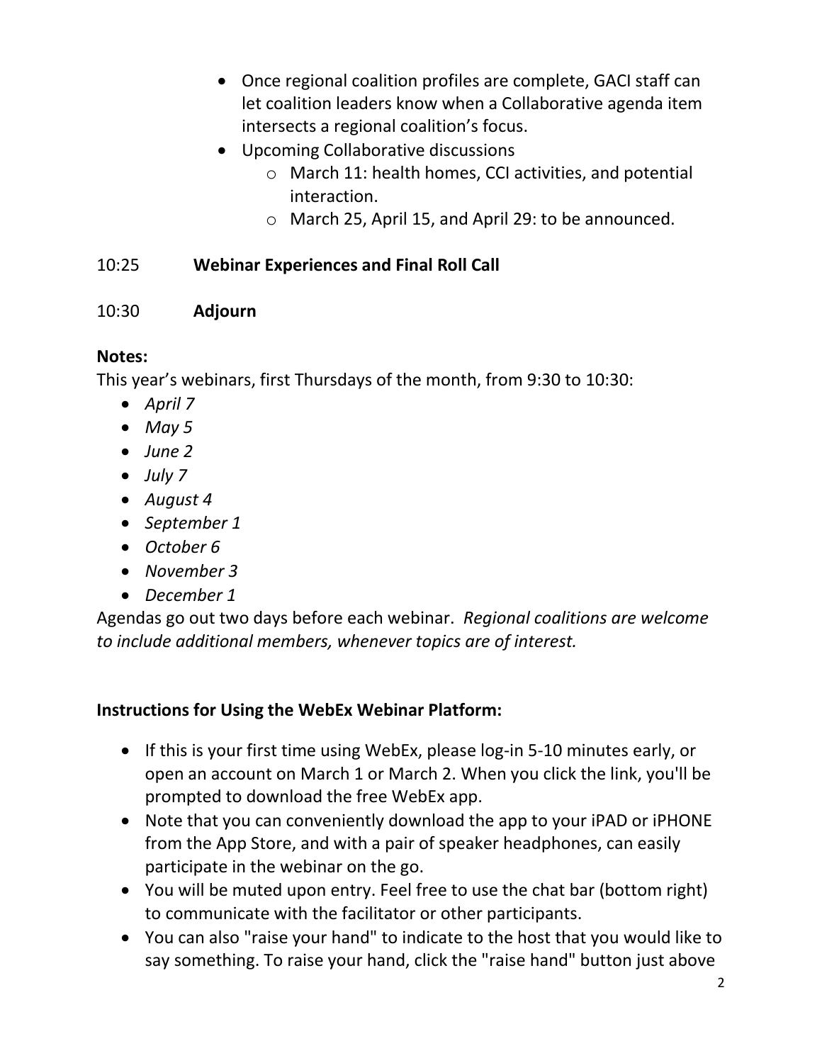- Once regional coalition profiles are complete, GACI staff can let coalition leaders know when a Collaborative agenda item intersects a regional coalition's focus.
- Upcoming Collaborative discussions
  - March 11: health homes, CCI activities, and potential interaction.
  - March 25, April 15, and April 29: to be announced.

10:25 **Webinar Experiences and Final Roll Call**

10:30 **Adjourn**

**Notes:**
This year's webinars, first Thursdays of the month, from 9:30 to 10:30:

- *April 7*
- *May 5*
- *June 2*
- *July 7*
- *August 4*
- *September 1*
- *October 6*
- *November 3*
- *December 1*

Agendas go out two days before each webinar. *Regional coalitions are welcome to include additional members, whenever topics are of interest.*

**Instructions for Using the WebEx Webinar Platform:**

- If this is your first time using WebEx, please log-in 5-10 minutes early, or open an account on March 1 or March 2. When you click the link, you'll be prompted to download the free WebEx app.
- Note that you can conveniently download the app to your iPAD or iPHONE from the App Store, and with a pair of speaker headphones, can easily participate in the webinar on the go.
- You will be muted upon entry. Feel free to use the chat bar (bottom right) to communicate with the facilitator or other participants.
- You can also "raise your hand" to indicate to the host that you would like to say something. To raise your hand, click the "raise hand" button just above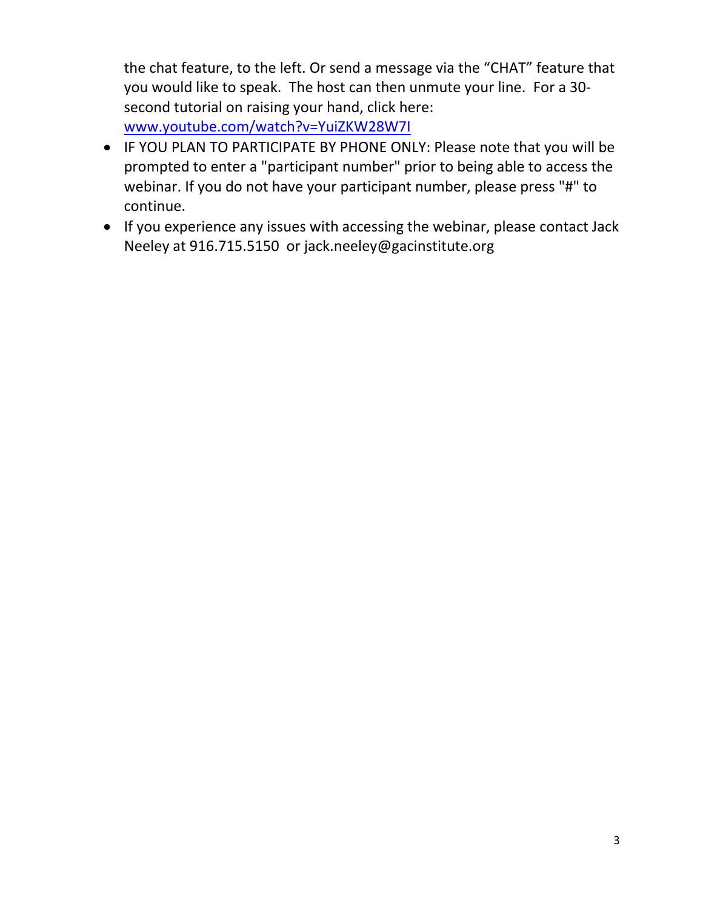the chat feature, to the left. Or send a message via the "CHAT" feature that you would like to speak. The host can then unmute your line. For a 30-second tutorial on raising your hand, click here: [www.youtube.com/watch?v=YuiZKW28W7I](www.youtube.com/watch?v=YuiZKW28W7I)

- IF YOU PLAN TO PARTICIPATE BY PHONE ONLY: Please note that you will be prompted to enter a "participant number" prior to being able to access the webinar. If you do not have your participant number, please press "#" to continue.
- If you experience any issues with accessing the webinar, please contact Jack Neeley at 916.715.5150 or jack.neeley@gacinstitute.org